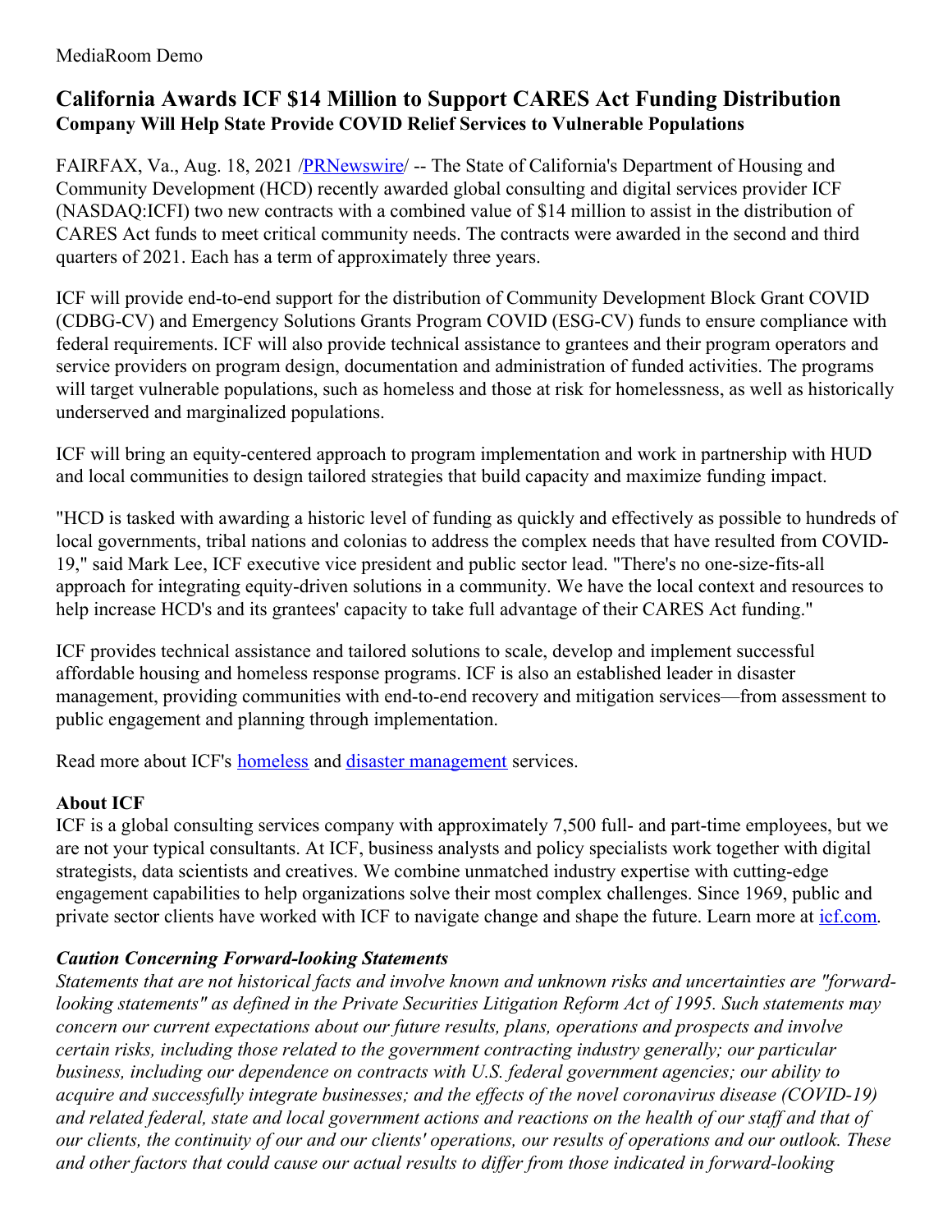MediaRoom Demo

# California Awards ICF $14 Million to Support CARES Act Funding Distribution

## Company Will Help State Provide COVID Relief Services to Vulnerable Populations

FAIRFAX, Va., Aug. 18, 2021 /PRNewswire/ -- The State of California's Department of Housing and Community Development (HCD) recently awarded global consulting and digital services provider ICF (NASDAQ:ICFI) two new contracts with a combined value of $14 million to assist in the distribution of CARES Act funds to meet critical community needs. The contracts were awarded in the second and third quarters of 2021. Each has a term of approximately three years.

ICF will provide end-to-end support for the distribution of Community Development Block Grant COVID (CDBG-CV) and Emergency Solutions Grants Program COVID (ESG-CV) funds to ensure compliance with federal requirements. ICF will also provide technical assistance to grantees and their program operators and service providers on program design, documentation and administration of funded activities. The programs will target vulnerable populations, such as homeless and those at risk for homelessness, as well as historically underserved and marginalized populations.

ICF will bring an equity-centered approach to program implementation and work in partnership with HUD and local communities to design tailored strategies that build capacity and maximize funding impact.

"HCD is tasked with awarding a historic level of funding as quickly and effectively as possible to hundreds of local governments, tribal nations and colonias to address the complex needs that have resulted from COVID-19," said Mark Lee, ICF executive vice president and public sector lead. "There's no one-size-fits-all approach for integrating equity-driven solutions in a community. We have the local context and resources to help increase HCD's and its grantees' capacity to take full advantage of their CARES Act funding."

ICF provides technical assistance and tailored solutions to scale, develop and implement successful affordable housing and homeless response programs. ICF is also an established leader in disaster management, providing communities with end-to-end recovery and mitigation services—from assessment to public engagement and planning through implementation.

Read more about ICF's homeless and disaster management services.

### About ICF

ICF is a global consulting services company with approximately 7,500 full- and part-time employees, but we are not your typical consultants. At ICF, business analysts and policy specialists work together with digital strategists, data scientists and creatives. We combine unmatched industry expertise with cutting-edge engagement capabilities to help organizations solve their most complex challenges. Since 1969, public and private sector clients have worked with ICF to navigate change and shape the future. Learn more at icf.com.

### *Caution Concerning Forward-looking Statements*

*Statements that are not historical facts and involve known and unknown risks and uncertainties are "forward-looking statements" as defined in the Private Securities Litigation Reform Act of 1995. Such statements may concern our current expectations about our future results, plans, operations and prospects and involve certain risks, including those related to the government contracting industry generally; our particular business, including our dependence on contracts with U.S. federal government agencies; our ability to acquire and successfully integrate businesses; and the effects of the novel coronavirus disease (COVID-19) and related federal, state and local government actions and reactions on the health of our staff and that of our clients, the continuity of our and our clients' operations, our results of operations and our outlook. These and other factors that could cause our actual results to differ from those indicated in forward-looking*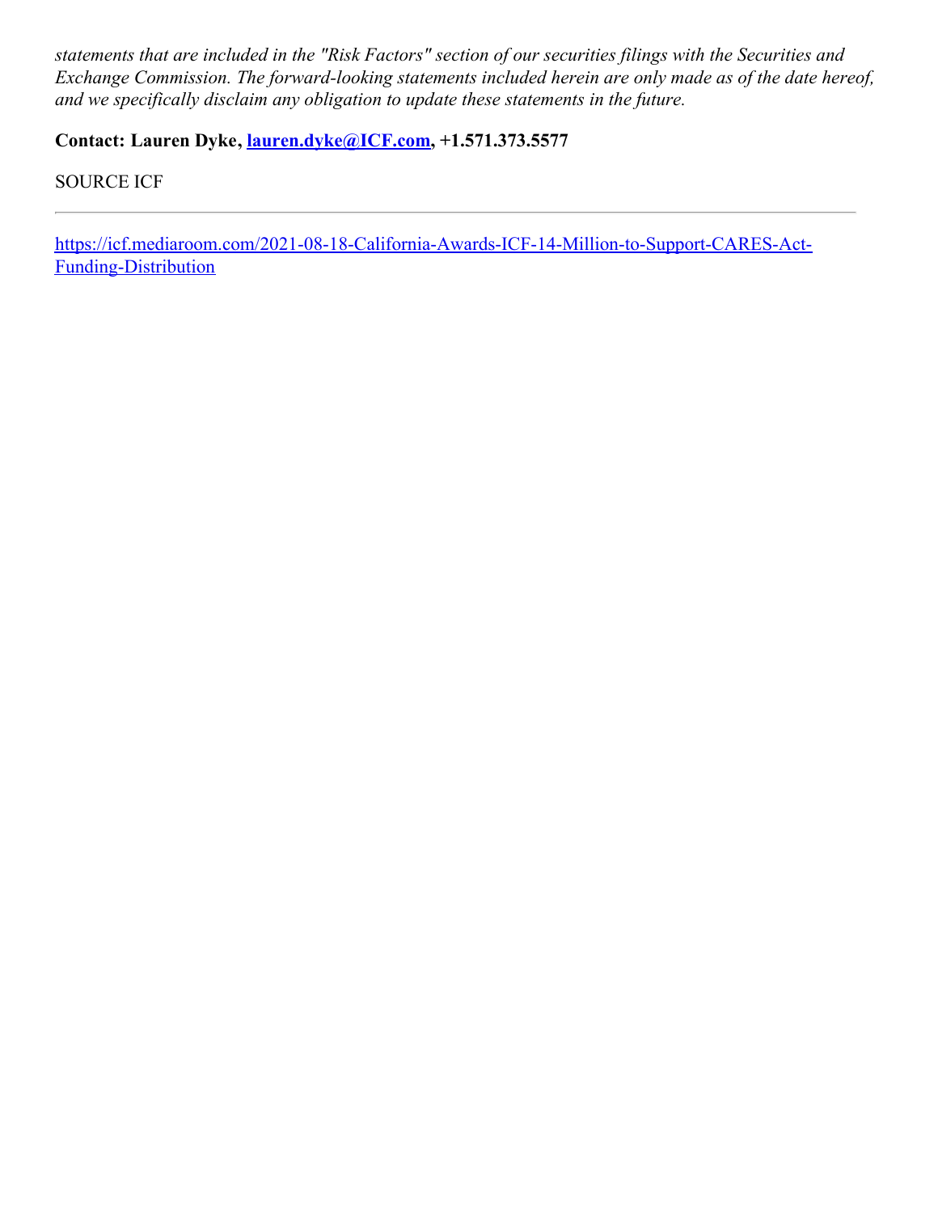*statements that are included in the "Risk Factors" section of our securities filings with the Securities and Exchange Commission. The forward-looking statements included herein are only made as of the date hereof, and we specifically disclaim any obligation to update these statements in the future.*

**Contact: Lauren Dyke, [lauren.dyke@ICF.com](mailto:lauren.dyke@ICF.com), +1.571.373.5577**

SOURCE ICF

---

[https://icf.mediaroom.com/2021-08-18-California-Awards-ICF-14-Million-to-Support-CARES-Act-Funding-Distribution](https://icf.mediaroom.com/2021-08-18-California-Awards-ICF-14-Million-to-Support-CARES-Act-Funding-Distribution)